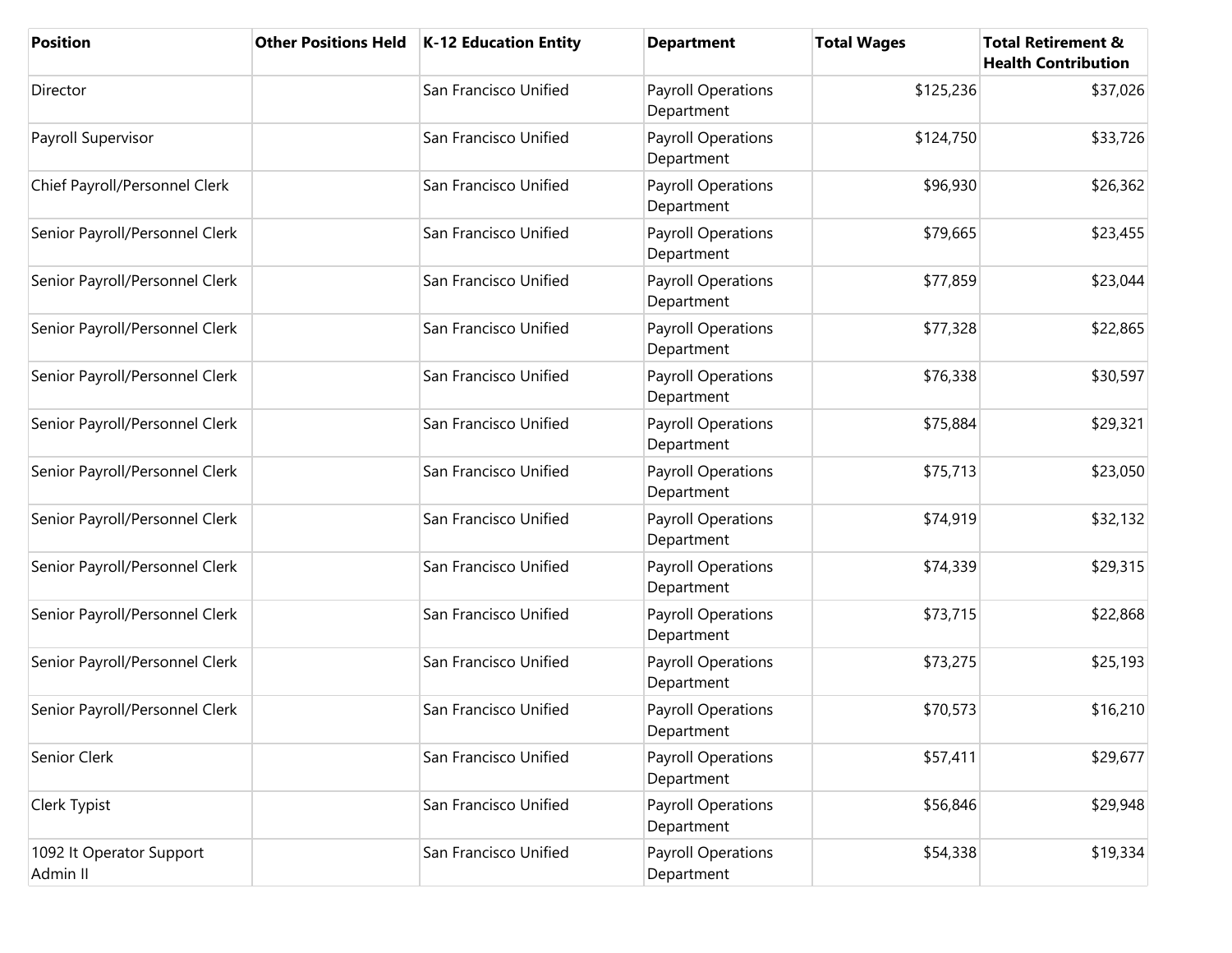| Position | Other Positions Held | K-12 Education Entity | Department | Total Wages | Total Retirement & Health Contribution |
| --- | --- | --- | --- | --- | --- |
| Director | | San Francisco Unified | Payroll Operations Department | $125,236 | $37,026 |
| Payroll Supervisor | | San Francisco Unified | Payroll Operations Department | $124,750 | $33,726 |
| Chief Payroll/Personnel Clerk | | San Francisco Unified | Payroll Operations Department | $96,930 | $26,362 |
| Senior Payroll/Personnel Clerk | | San Francisco Unified | Payroll Operations Department | $79,665 | $23,455 |
| Senior Payroll/Personnel Clerk | | San Francisco Unified | Payroll Operations Department | $77,859 | $23,044 |
| Senior Payroll/Personnel Clerk | | San Francisco Unified | Payroll Operations Department | $77,328 | $22,865 |
| Senior Payroll/Personnel Clerk | | San Francisco Unified | Payroll Operations Department | $76,338 | $30,597 |
| Senior Payroll/Personnel Clerk | | San Francisco Unified | Payroll Operations Department | $75,884 | $29,321 |
| Senior Payroll/Personnel Clerk | | San Francisco Unified | Payroll Operations Department | $75,713 | $23,050 |
| Senior Payroll/Personnel Clerk | | San Francisco Unified | Payroll Operations Department | $74,919 | $32,132 |
| Senior Payroll/Personnel Clerk | | San Francisco Unified | Payroll Operations Department | $74,339 | $29,315 |
| Senior Payroll/Personnel Clerk | | San Francisco Unified | Payroll Operations Department | $73,715 | $22,868 |
| Senior Payroll/Personnel Clerk | | San Francisco Unified | Payroll Operations Department | $73,275 | $25,193 |
| Senior Payroll/Personnel Clerk | | San Francisco Unified | Payroll Operations Department | $70,573 | $16,210 |
| Senior Clerk | | San Francisco Unified | Payroll Operations Department | $57,411 | $29,677 |
| Clerk Typist | | San Francisco Unified | Payroll Operations Department | $56,846 | $29,948 |
| 1092 It Operator Support Admin II | | San Francisco Unified | Payroll Operations Department | $54,338 | $19,334 |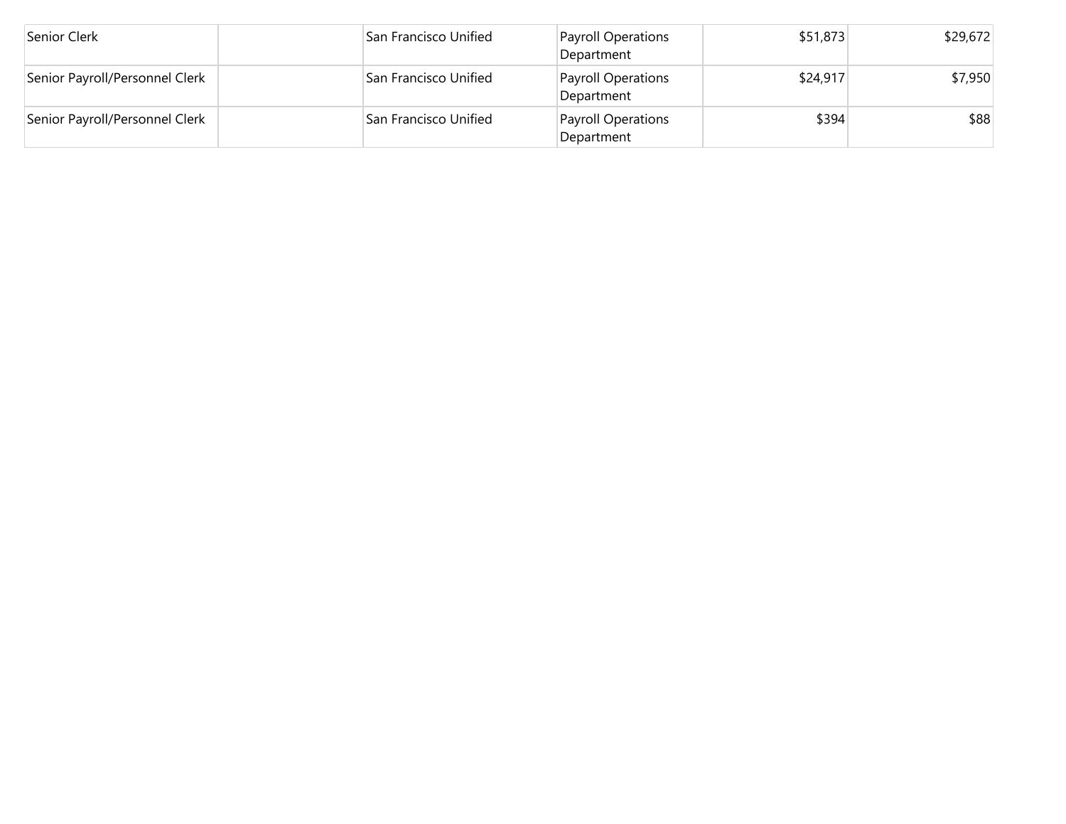| | | | | | |
|---|---|---|---|---|---|
| Senior Clerk | | San Francisco Unified | Payroll Operations Department | $51,873 | $29,672 |
| Senior Payroll/Personnel Clerk | | San Francisco Unified | Payroll Operations Department | $24,917 | $7,950 |
| Senior Payroll/Personnel Clerk | | San Francisco Unified | Payroll Operations Department | $394 | $88 |